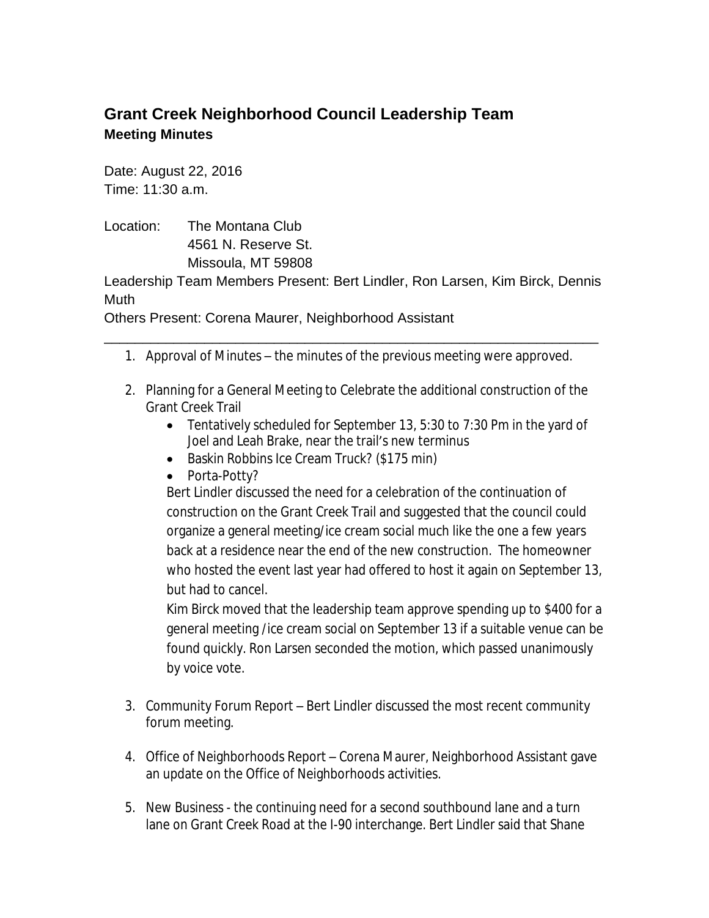## Grant Creek Neighborhood Council Leadership Team

### Meeting Minutes

Date: August 22, 2016
Time: 11:30 a.m.

Location: The Montana Club
4561 N. Reserve St.
Missoula, MT 59808

Leadership Team Members Present: Bert Lindler, Ron Larsen, Kim Birck, Dennis Muth

Others Present: Corena Maurer, Neighborhood Assistant

---

1. Approval of Minutes – the minutes of the previous meeting were approved.

2. Planning for a General Meeting to Celebrate the additional construction of the Grant Creek Trail
   - Tentatively scheduled for September 13, 5:30 to 7:30 Pm in the yard of Joel and Leah Brake, near the trail's new terminus
   - Baskin Robbins Ice Cream Truck? ($175 min)
   - Porta-Potty?

   Bert Lindler discussed the need for a celebration of the continuation of construction on the Grant Creek Trail and suggested that the council could organize a general meeting/ice cream social much like the one a few years back at a residence near the end of the new construction. The homeowner who hosted the event last year had offered to host it again on September 13, but had to cancel.

   Kim Birck moved that the leadership team approve spending up to $400 for a general meeting /ice cream social on September 13 if a suitable venue can be found quickly. Ron Larsen seconded the motion, which passed unanimously by voice vote.

3. Community Forum Report – Bert Lindler discussed the most recent community forum meeting.

4. Office of Neighborhoods Report – Corena Maurer, Neighborhood Assistant gave an update on the Office of Neighborhoods activities.

5. New Business - the continuing need for a second southbound lane and a turn lane on Grant Creek Road at the I-90 interchange. Bert Lindler said that Shane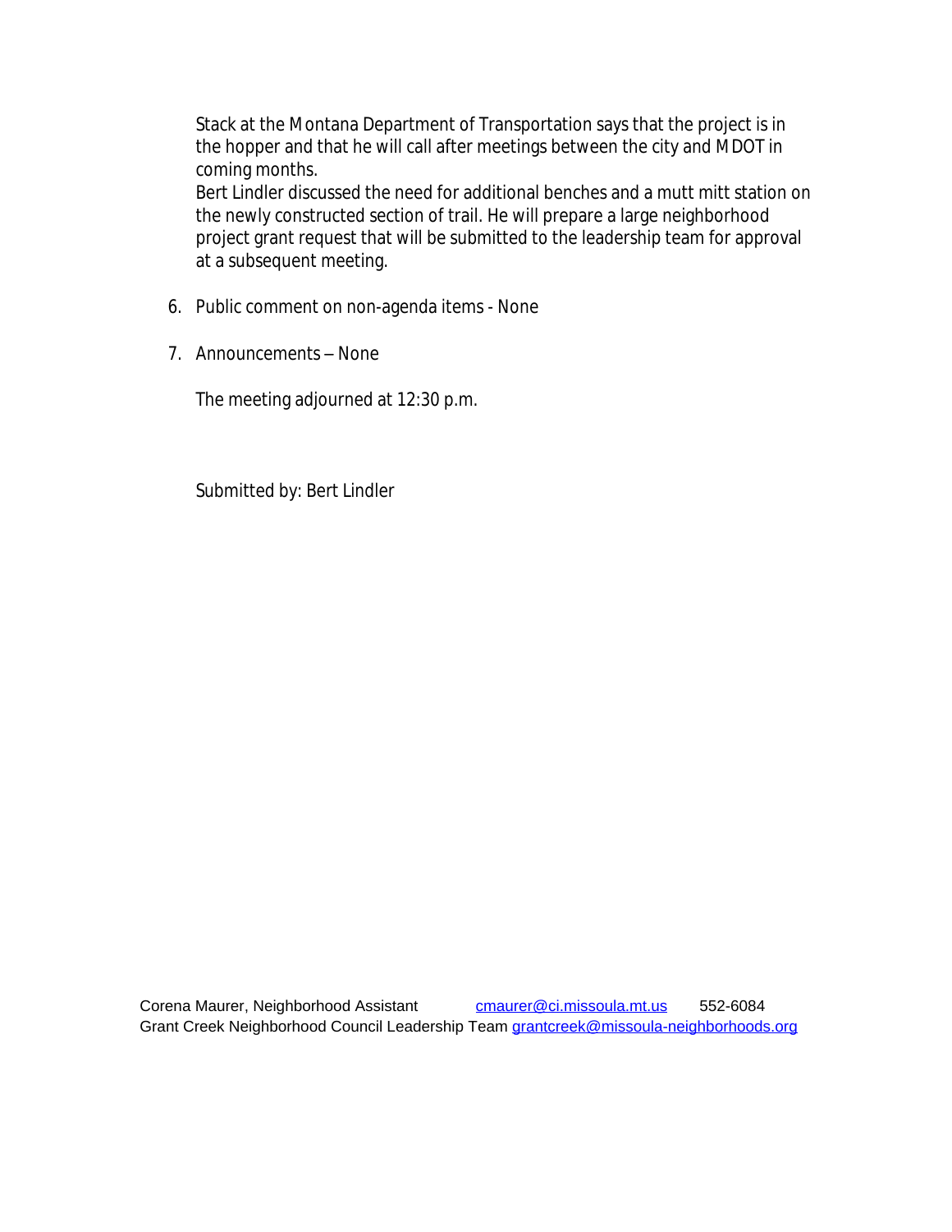Stack at the Montana Department of Transportation says that the project is in the hopper and that he will call after meetings between the city and MDOT in coming months.
Bert Lindler discussed the need for additional benches and a mutt mitt station on the newly constructed section of trail. He will prepare a large neighborhood project grant request that will be submitted to the leadership team for approval at a subsequent meeting.

6. Public comment on non-agenda items - None

7. Announcements – None

The meeting adjourned at 12:30 p.m.

Submitted by: Bert Lindler

Corena Maurer, Neighborhood Assistant cmaurer@ci.missoula.mt.us 552-6084
Grant Creek Neighborhood Council Leadership Team grantcreek@missoula-neighborhoods.org